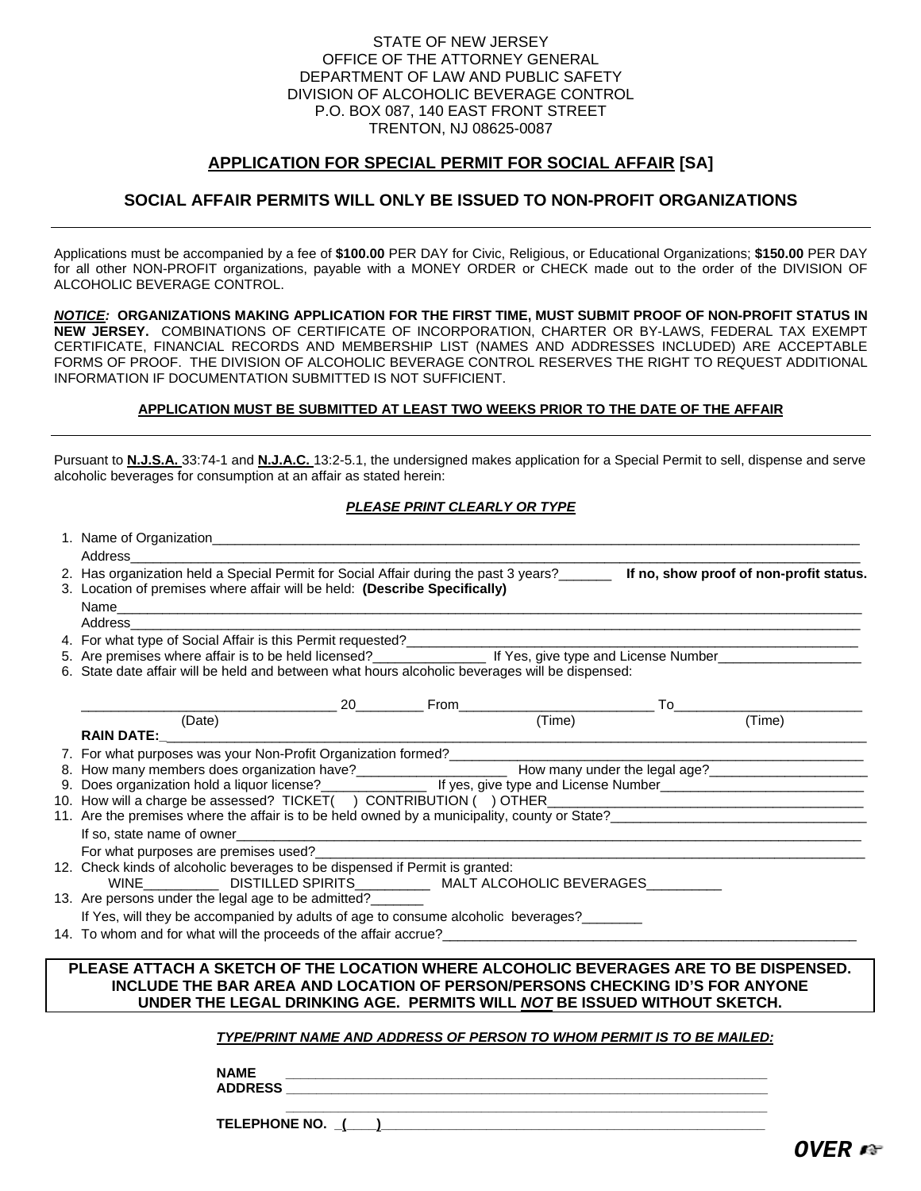STATE OF NEW JERSEY
OFFICE OF THE ATTORNEY GENERAL
DEPARTMENT OF LAW AND PUBLIC SAFETY
DIVISION OF ALCOHOLIC BEVERAGE CONTROL
P.O. BOX 087, 140 EAST FRONT STREET
TRENTON, NJ 08625-0087

## APPLICATION FOR SPECIAL PERMIT FOR SOCIAL AFFAIR [SA]

## SOCIAL AFFAIR PERMITS WILL ONLY BE ISSUED TO NON-PROFIT ORGANIZATIONS

---

Applications must be accompanied by a fee of **$100.00** PER DAY for Civic, Religious, or Educational Organizations; **$150.00** PER DAY for all other NON-PROFIT organizations, payable with a MONEY ORDER or CHECK made out to the order of the DIVISION OF ALCOHOLIC BEVERAGE CONTROL.

***NOTICE:*** **ORGANIZATIONS MAKING APPLICATION FOR THE FIRST TIME, MUST SUBMIT PROOF OF NON-PROFIT STATUS IN NEW JERSEY.** COMBINATIONS OF CERTIFICATE OF INCORPORATION, CHARTER OR BY-LAWS, FEDERAL TAX EXEMPT CERTIFICATE, FINANCIAL RECORDS AND MEMBERSHIP LIST (NAMES AND ADDRESSES INCLUDED) ARE ACCEPTABLE FORMS OF PROOF. THE DIVISION OF ALCOHOLIC BEVERAGE CONTROL RESERVES THE RIGHT TO REQUEST ADDITIONAL INFORMATION IF DOCUMENTATION SUBMITTED IS NOT SUFFICIENT.

**APPLICATION MUST BE SUBMITTED AT LEAST TWO WEEKS PRIOR TO THE DATE OF THE AFFAIR**

---

Pursuant to **N.J.S.A.** 33:74-1 and **N.J.A.C.** 13:2-5.1, the undersigned makes application for a Special Permit to sell, dispense and serve alcoholic beverages for consumption at an affair as stated herein:

***PLEASE PRINT CLEARLY OR TYPE***

1. Name of Organization______________________________
   Address______________________________
2. Has organization held a Special Permit for Social Affair during the past 3 years?_______ **If no, show proof of non-profit status.**
3. Location of premises where affair will be held: **(Describe Specifically)**
   Name______________________________
   Address______________________________
4. For what type of Social Affair is this Permit requested?______________________________
5. Are premises where affair is to be held licensed?_______________ If Yes, give type and License Number___________________
6. State date affair will be held and between what hours alcoholic beverages will be dispensed:

   ______________________ 20_________ From______________________ To______________________
   (Date) (Time) (Time)

   **RAIN DATE:**______________________________
7. For what purposes was your Non-Profit Organization formed?______________________________
8. How many members does organization have?____________________ How many under the legal age?_____________________
9. Does organization hold a liquor license?_______________ If yes, give type and License Number___________________________
10. How will a charge be assessed? TICKET( ) CONTRIBUTION ( ) OTHER______________________________
11. Are the premises where the affair is to be held owned by a municipality, county or State?______________________________
    If so, state name of owner______________________________
    For what purposes are premises used?______________________________
12. Check kinds of alcoholic beverages to be dispensed if Permit is granted:
    WINE__________ DISTILLED SPIRITS__________ MALT ALCOHOLIC BEVERAGES__________
13. Are persons under the legal age to be admitted?_______
    If Yes, will they be accompanied by adults of age to consume alcoholic beverages?________
14. To whom and for what will the proceeds of the affair accrue?______________________________

**PLEASE ATTACH A SKETCH OF THE LOCATION WHERE ALCOHOLIC BEVERAGES ARE TO BE DISPENSED. INCLUDE THE BAR AREA AND LOCATION OF PERSON/PERSONS CHECKING ID'S FOR ANYONE UNDER THE LEGAL DRINKING AGE. PERMITS WILL *NOT* BE ISSUED WITHOUT SKETCH.**

***TYPE/PRINT NAME AND ADDRESS OF PERSON TO WHOM PERMIT IS TO BE MAILED:***

**NAME** ______________________________

**ADDRESS** ______________________________

______________________________

**TELEPHONE NO.** ( )______________________________

***OVER*** ☞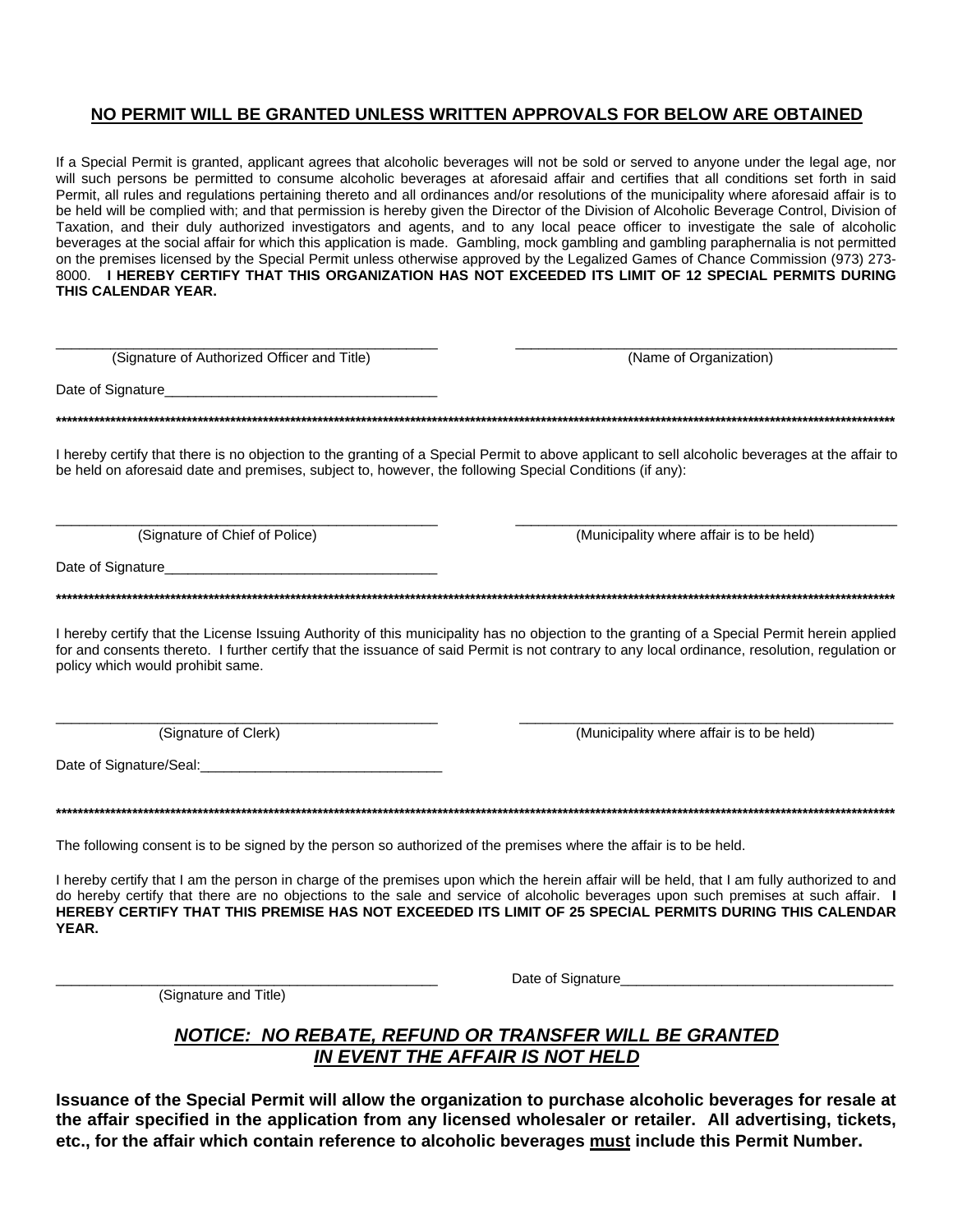**<u>NO PERMIT WILL BE GRANTED UNLESS WRITTEN APPROVALS FOR BELOW ARE OBTAINED</u>**

If a Special Permit is granted, applicant agrees that alcoholic beverages will not be sold or served to anyone under the legal age, nor will such persons be permitted to consume alcoholic beverages at aforesaid affair and certifies that all conditions set forth in said Permit, all rules and regulations pertaining thereto and all ordinances and/or resolutions of the municipality where aforesaid affair is to be held will be complied with; and that permission is hereby given the Director of the Division of Alcoholic Beverage Control, Division of Taxation, and their duly authorized investigators and agents, and to any local peace officer to investigate the sale of alcoholic beverages at the social affair for which this application is made. Gambling, mock gambling and gambling paraphernalia is not permitted on the premises licensed by the Special Permit unless otherwise approved by the Legalized Games of Chance Commission (973) 273-8000. **I HEREBY CERTIFY THAT THIS ORGANIZATION HAS NOT EXCEEDED ITS LIMIT OF 12 SPECIAL PERMITS DURING THIS CALENDAR YEAR.**

_______________________________________________ (Signature of Authorized Officer and Title)

_______________________________________________ (Name of Organization)

Date of Signature___________________________________

***********************************************************************************************************************************************

I hereby certify that there is no objection to the granting of a Special Permit to above applicant to sell alcoholic beverages at the affair to be held on aforesaid date and premises, subject to, however, the following Special Conditions (if any):

_______________________________________________ (Signature of Chief of Police)

_______________________________________________ (Municipality where affair is to be held)

Date of Signature___________________________________

***********************************************************************************************************************************************

I hereby certify that the License Issuing Authority of this municipality has no objection to the granting of a Special Permit herein applied for and consents thereto. I further certify that the issuance of said Permit is not contrary to any local ordinance, resolution, regulation or policy which would prohibit same.

_______________________________________________ (Signature of Clerk)

_______________________________________________ (Municipality where affair is to be held)

Date of Signature/Seal:_______________________________

***********************************************************************************************************************************************

The following consent is to be signed by the person so authorized of the premises where the affair is to be held.

I hereby certify that I am the person in charge of the premises upon which the herein affair will be held, that I am fully authorized to and do hereby certify that there are no objections to the sale and service of alcoholic beverages upon such premises at such affair. **I HEREBY CERTIFY THAT THIS PREMISE HAS NOT EXCEEDED ITS LIMIT OF 25 SPECIAL PERMITS DURING THIS CALENDAR YEAR.**

_______________________________________________ (Signature and Title)

Date of Signature___________________________________

***<u>NOTICE: NO REBATE, REFUND OR TRANSFER WILL BE GRANTED IN EVENT THE AFFAIR IS NOT HELD</u>***

**Issuance of the Special Permit will allow the organization to purchase alcoholic beverages for resale at the affair specified in the application from any licensed wholesaler or retailer. All advertising, tickets, etc., for the affair which contain reference to alcoholic beverages <u>must</u> include this Permit Number.**